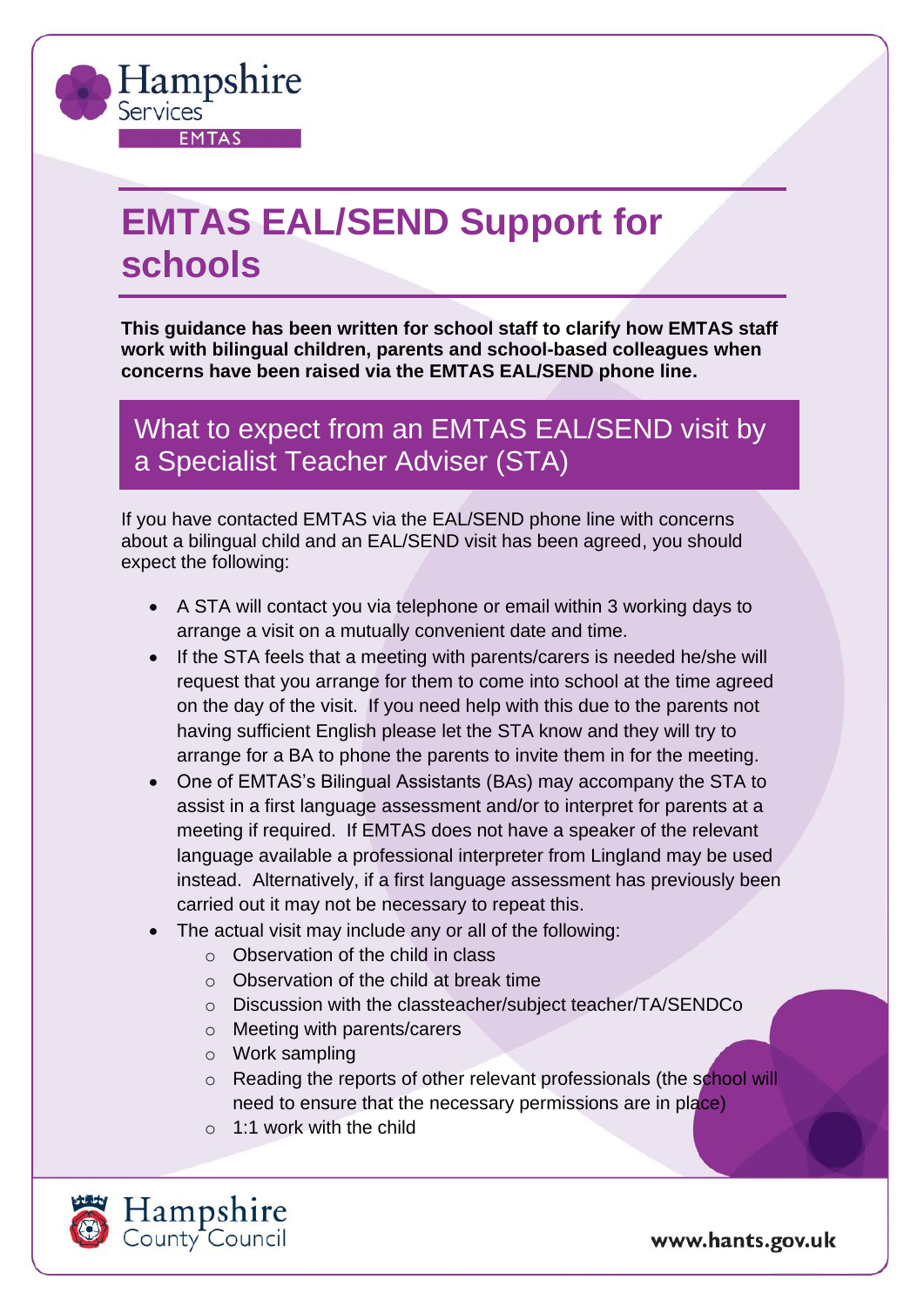# EMTAS EAL/SEND Support for schools

**This guidance has been written for school staff to clarify how EMTAS staff work with bilingual children, parents and school-based colleagues when concerns have been raised via the EMTAS EAL/SEND phone line.**

## What to expect from an EMTAS EAL/SEND visit by a Specialist Teacher Adviser (STA)

If you have contacted EMTAS via the EAL/SEND phone line with concerns about a bilingual child and an EAL/SEND visit has been agreed, you should expect the following:

- A STA will contact you via telephone or email within 3 working days to arrange a visit on a mutually convenient date and time.
- If the STA feels that a meeting with parents/carers is needed he/she will request that you arrange for them to come into school at the time agreed on the day of the visit. If you need help with this due to the parents not having sufficient English please let the STA know and they will try to arrange for a BA to phone the parents to invite them in for the meeting.
- One of EMTAS's Bilingual Assistants (BAs) may accompany the STA to assist in a first language assessment and/or to interpret for parents at a meeting if required. If EMTAS does not have a speaker of the relevant language available a professional interpreter from Lingland may be used instead. Alternatively, if a first language assessment has previously been carried out it may not be necessary to repeat this.
- The actual visit may include any or all of the following:
  - Observation of the child in class
  - Observation of the child at break time
  - Discussion with the classteacher/subject teacher/TA/SENDCo
  - Meeting with parents/carers
  - Work sampling
  - Reading the reports of other relevant professionals (the school will need to ensure that the necessary permissions are in place)
  - 1:1 work with the child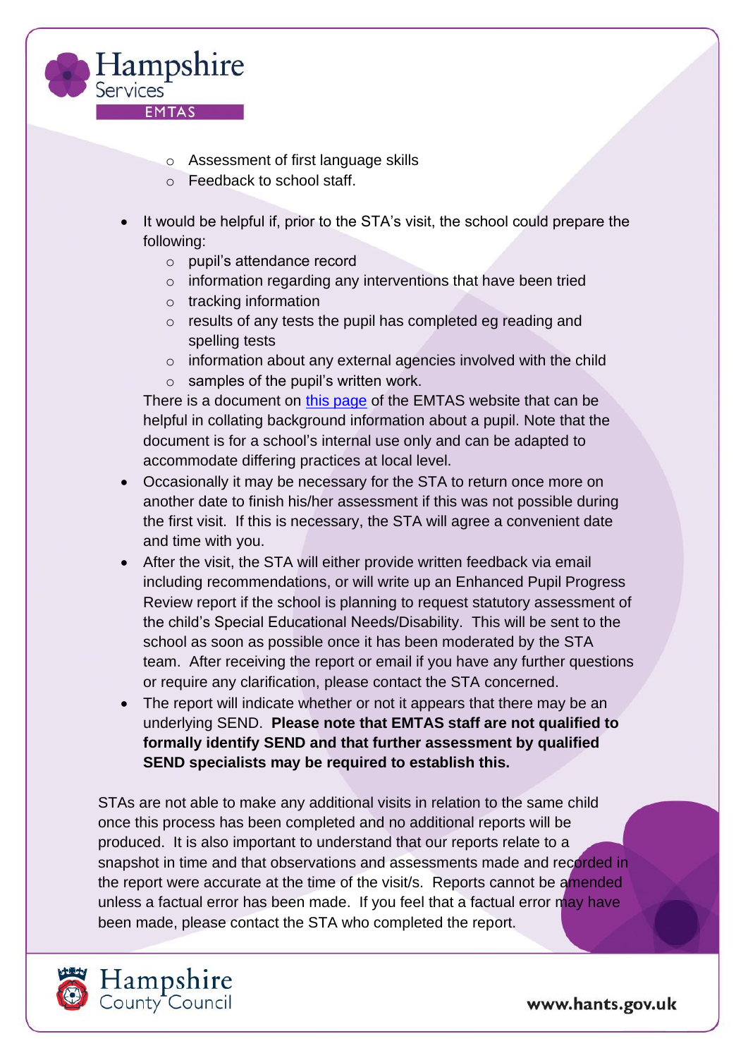- Assessment of first language skills
    - Feedback to school staff.

- It would be helpful if, prior to the STA's visit, the school could prepare the following:
    - pupil's attendance record
    - information regarding any interventions that have been tried
    - tracking information
    - results of any tests the pupil has completed eg reading and spelling tests
    - information about any external agencies involved with the child
    - samples of the pupil's written work.

  There is a document on this page of the EMTAS website that can be helpful in collating background information about a pupil. Note that the document is for a school's internal use only and can be adapted to accommodate differing practices at local level.
- Occasionally it may be necessary for the STA to return once more on another date to finish his/her assessment if this was not possible during the first visit. If this is necessary, the STA will agree a convenient date and time with you.
- After the visit, the STA will either provide written feedback via email including recommendations, or will write up an Enhanced Pupil Progress Review report if the school is planning to request statutory assessment of the child's Special Educational Needs/Disability. This will be sent to the school as soon as possible once it has been moderated by the STA team. After receiving the report or email if you have any further questions or require any clarification, please contact the STA concerned.
- The report will indicate whether or not it appears that there may be an underlying SEND. **Please note that EMTAS staff are not qualified to formally identify SEND and that further assessment by qualified SEND specialists may be required to establish this.**

STAs are not able to make any additional visits in relation to the same child once this process has been completed and no additional reports will be produced. It is also important to understand that our reports relate to a snapshot in time and that observations and assessments made and recorded in the report were accurate at the time of the visit/s. Reports cannot be amended unless a factual error has been made. If you feel that a factual error may have been made, please contact the STA who completed the report.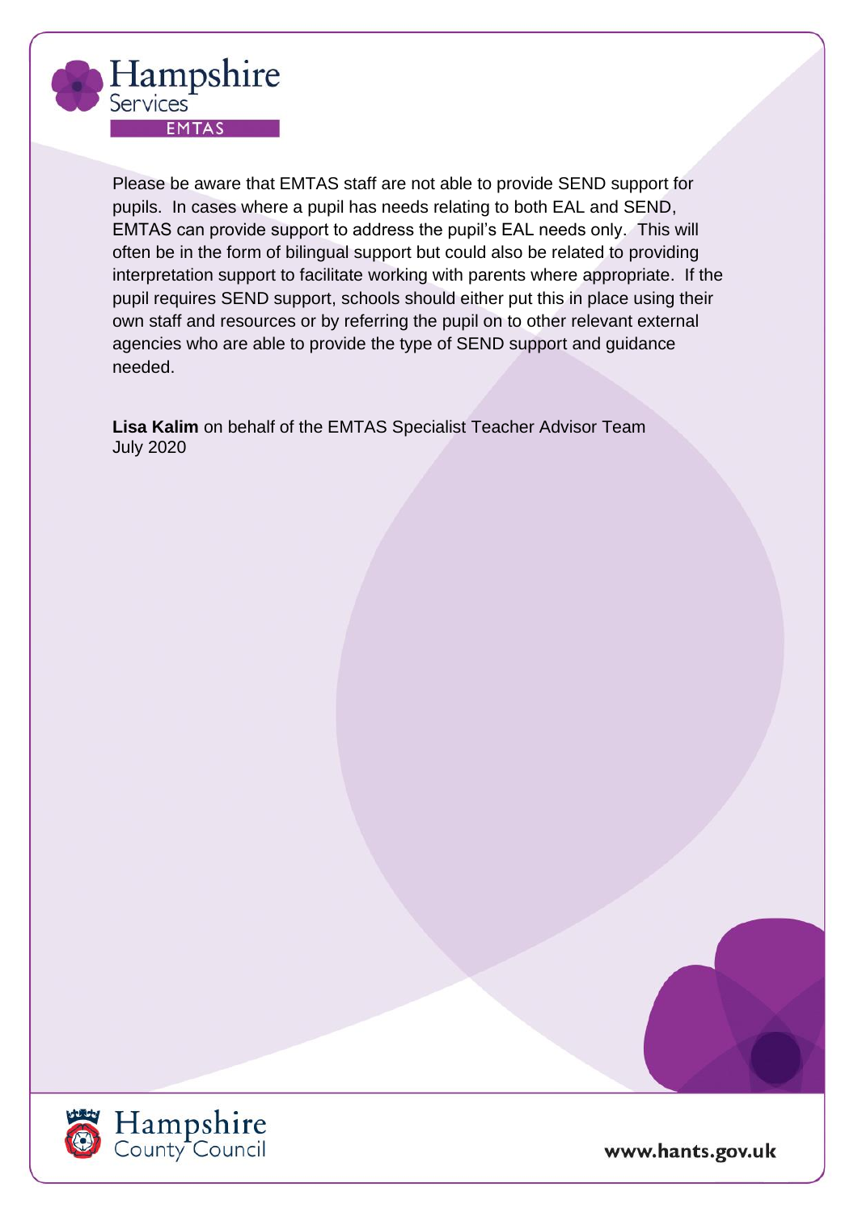Please be aware that EMTAS staff are not able to provide SEND support for pupils. In cases where a pupil has needs relating to both EAL and SEND, EMTAS can provide support to address the pupil's EAL needs only. This will often be in the form of bilingual support but could also be related to providing interpretation support to facilitate working with parents where appropriate. If the pupil requires SEND support, schools should either put this in place using their own staff and resources or by referring the pupil on to other relevant external agencies who are able to provide the type of SEND support and guidance needed.

**Lisa Kalim** on behalf of the EMTAS Specialist Teacher Advisor Team
July 2020